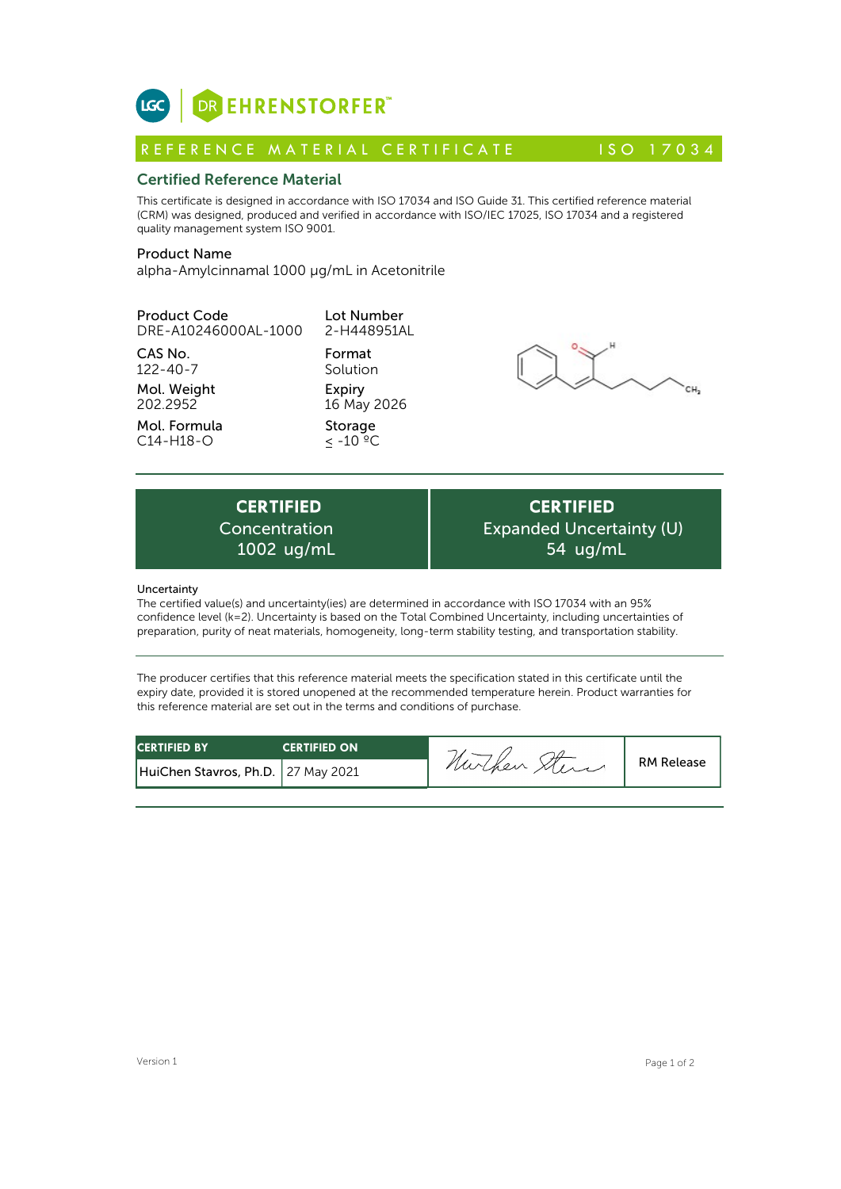LGC | DR EHRENSTORFER™

# REFERENCE MATERIAL CERTIFICATE — ISO 17034

## Certified Reference Material

This certificate is designed in accordance with ISO 17034 and ISO Guide 31. This certified reference material (CRM) was designed, produced and verified in accordance with ISO/IEC 17025, ISO 17034 and a registered quality management system ISO 9001.

**Product Name**
alpha-Amylcinnamal 1000 µg/mL in Acetonitrile

**Product Code**
DRE-A10246000AL-1000

**Lot Number**
2-H448951AL

**CAS No.**
122-40-7

**Format**
Solution

**Mol. Weight**
202.2952

**Expiry**
16 May 2026

**Mol. Formula**
C14-H18-O

**Storage**
≤ -10 ºC

| CERTIFIED Concentration | CERTIFIED Expanded Uncertainty (U) |
|---|---|
| 1002 ug/mL | 54 ug/mL |

**Uncertainty**
The certified value(s) and uncertainty(ies) are determined in accordance with ISO 17034 with an 95% confidence level (k=2). Uncertainty is based on the Total Combined Uncertainty, including uncertainties of preparation, purity of neat materials, homogeneity, long-term stability testing, and transportation stability.

The producer certifies that this reference material meets the specification stated in this certificate until the expiry date, provided it is stored unopened at the recommended temperature herein. Product warranties for this reference material are set out in the terms and conditions of purchase.

| CERTIFIED BY | CERTIFIED ON | | |
|---|---|---|---|
| HuiChen Stavros, Ph.D. | 27 May 2021 | HuiChen Stavros (signature) | RM Release |

Version 1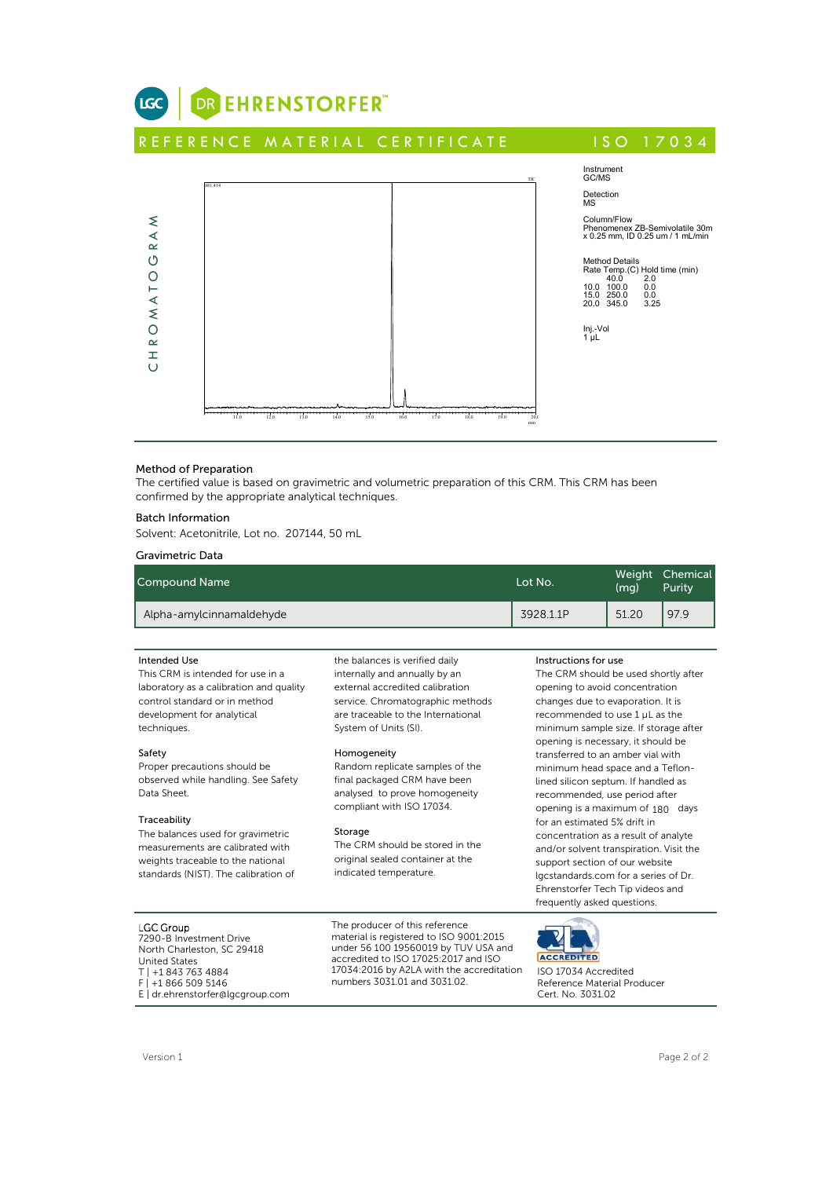LGC | DR EHRENSTORFER™

# REFERENCE MATERIAL CERTIFICATE ISO 17034

## CHROMATOGRAM

681,414

TIC

11.0 12.0 13.0 14.0 15.0 16.0 17.0 18.0 19.0 20.0

min

Instrument
GC/MS

Detection
MS

Column/Flow
Phenomenex ZB-Semivolatile 30m x 0.25 mm, ID 0.25 um / 1 mL/min

Method Details

| Rate | Temp.(C) | Hold time (min) |
|---|---|---|
| | 40.0 | 2.0 |
| 10.0 | 100.0 | 0.0 |
| 15.0 | 250.0 | 0.0 |
| 20.0 | 345.0 | 3.25 |

Inj.-Vol
1 µL

### Method of Preparation

The certified value is based on gravimetric and volumetric preparation of this CRM. This CRM has been confirmed by the appropriate analytical techniques.

### Batch Information

Solvent: Acetonitrile, Lot no. 207144, 50 mL

### Gravimetric Data

| Compound Name | Lot No. | Weight (mg) | Chemical Purity |
|---|---|---|---|
| Alpha-amylcinnamaldehyde | 3928.1.1P | 51.20 | 97.9 |

### Intended Use

This CRM is intended for use in a laboratory as a calibration and quality control standard or in method development for analytical techniques.

### Safety

Proper precautions should be observed while handling. See Safety Data Sheet.

### Traceability

The balances used for gravimetric measurements are calibrated with weights traceable to the national standards (NIST). The calibration of the balances is verified daily internally and annually by an external accredited calibration service. Chromatographic methods are traceable to the International System of Units (SI).

### Homogeneity

Random replicate samples of the final packaged CRM have been analysed to prove homogeneity compliant with ISO 17034.

### Storage

The CRM should be stored in the original sealed container at the indicated temperature.

### Instructions for use

The CRM should be used shortly after opening to avoid concentration changes due to evaporation. It is recommended to use 1 µL as the minimum sample size. If storage after opening is necessary, it should be transferred to an amber vial with minimum head space and a Teflon-lined silicon septum. If handled as recommended, use period after opening is a maximum of 180 days for an estimated 5% drift in concentration as a result of analyte and/or solvent transpiration. Visit the support section of our website lgcstandards.com for a series of Dr. Ehrenstorfer Tech Tip videos and frequently asked questions.

LGC Group
7290-B Investment Drive
North Charleston, SC 29418
United States
T | +1 843 763 4884
F | +1 866 509 5146
E | dr.ehrenstorfer@lgcgroup.com

The producer of this reference material is registered to ISO 9001:2015 under 56 100 19560019 by TUV USA and accredited to ISO 17025:2017 and ISO 17034:2016 by A2LA with the accreditation numbers 3031.01 and 3031.02.

ACCREDITED

ISO 17034 Accredited Reference Material Producer
Cert. No. 3031.02

Version 1